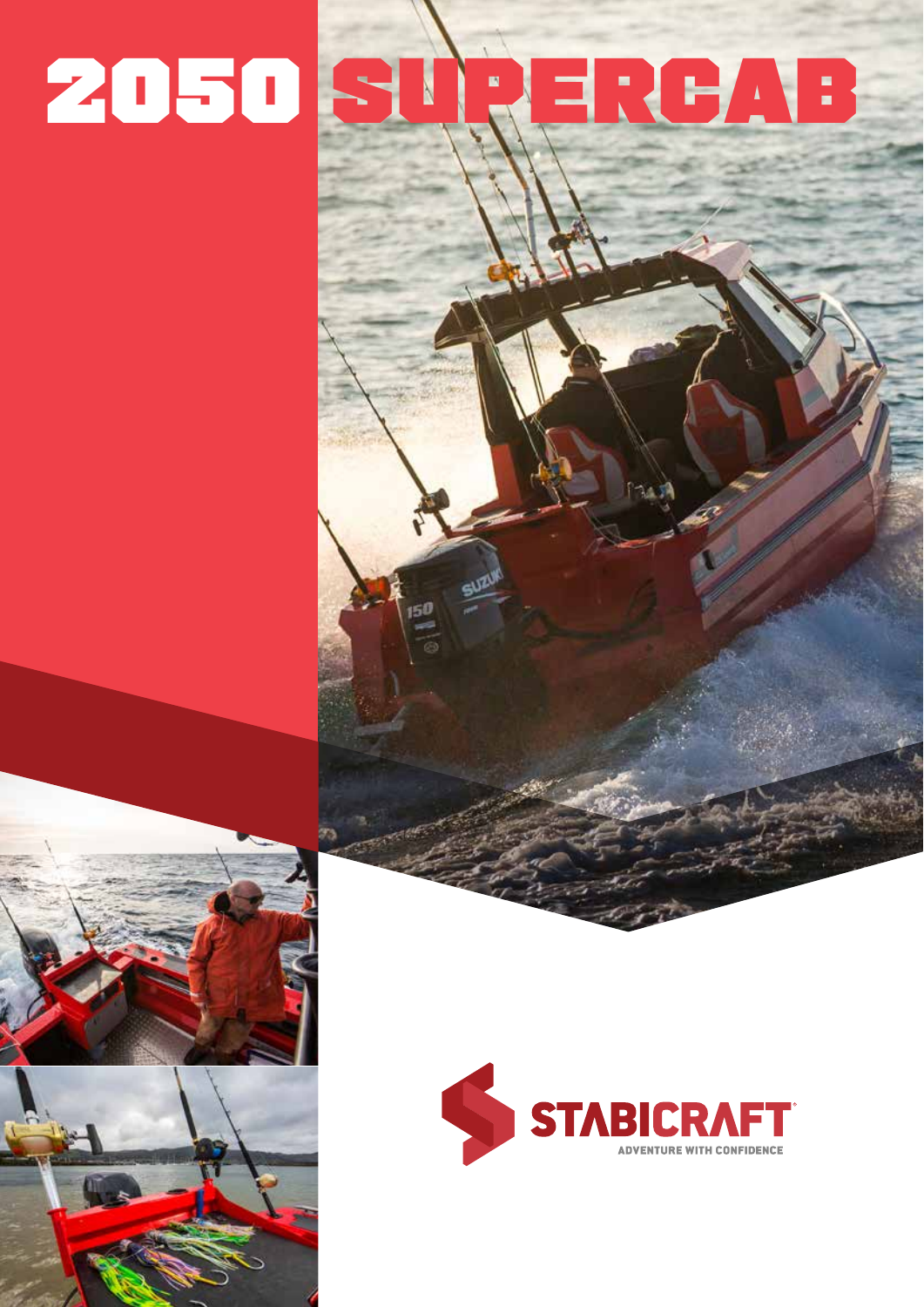# 2050 SUPERCAB

STABICRAFT

ADVENTURE WITH CONFIDENCE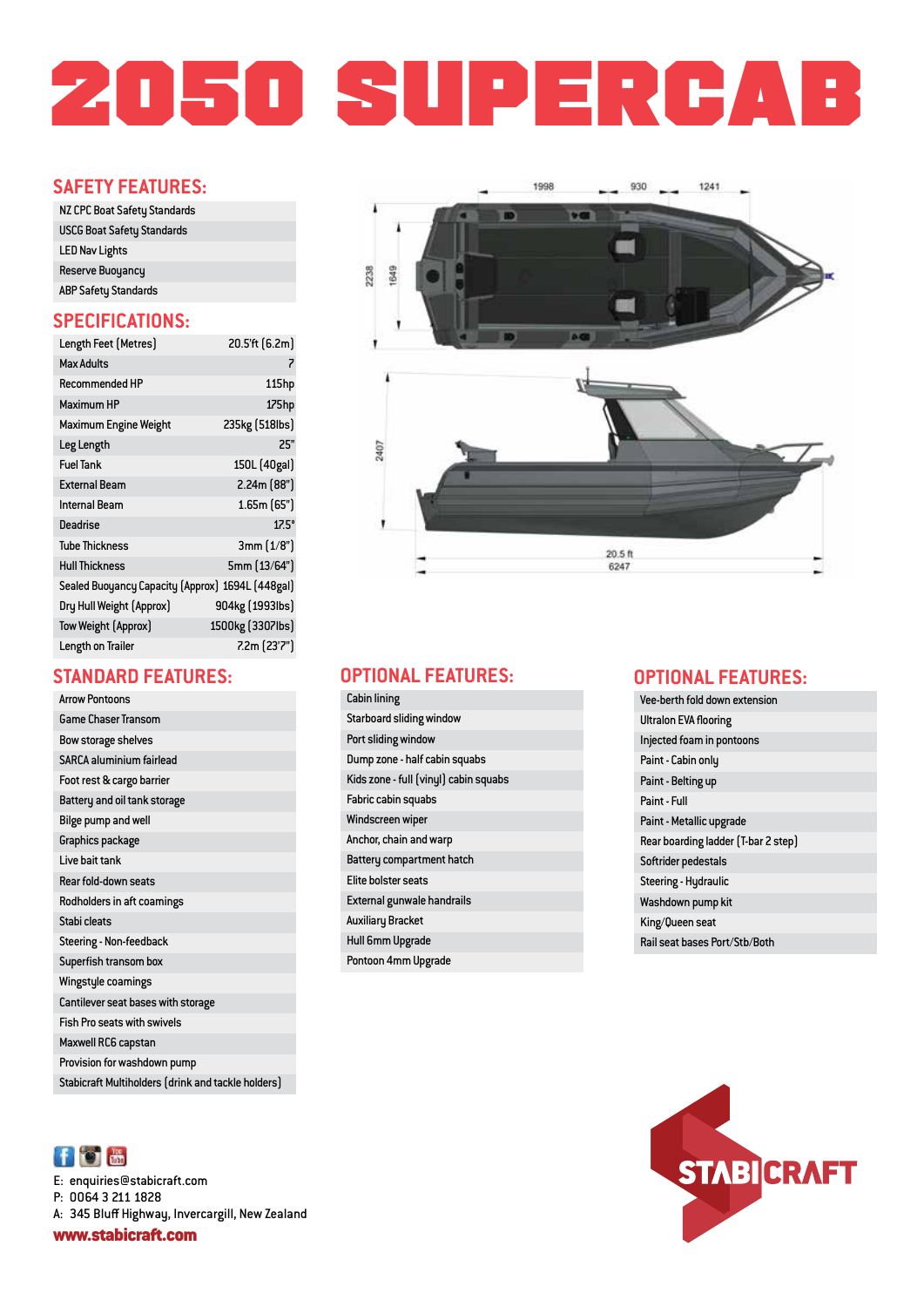# 2050 SUPERCAB

## SAFETY FEATURES:

- NZ CPC Boat Safety Standards
- USCG Boat Safety Standards
- LED Nav Lights
- Reserve Buoyancy
- ABP Safety Standards

## SPECIFICATIONS:

| | |
|---|---|
| Length Feet (Metres) | 20.5'ft (6.2m) |
| Max Adults | 7 |
| Recommended HP | 115hp |
| Maximum HP | 175hp |
| Maximum Engine Weight | 235kg (518lbs) |
| Leg Length | 25" |
| Fuel Tank | 150L (40gal) |
| External Beam | 2.24m (88") |
| Internal Beam | 1.65m (65") |
| Deadrise | 17.5° |
| Tube Thickness | 3mm (1/8") |
| Hull Thickness | 5mm (13/64") |
| Sealed Buoyancy Capacity (Approx) | 1694L (448gal) |
| Dry Hull Weight (Approx) | 904kg (1993lbs) |
| Tow Weight (Approx) | 1500kg (3307lbs) |
| Length on Trailer | 7.2m (23'7") |

1998
930
1241
2238
1649
2407
20.5 ft
6247

## STANDARD FEATURES:

- Arrow Pontoons
- Game Chaser Transom
- Bow storage shelves
- SARCA aluminium fairlead
- Foot rest & cargo barrier
- Battery and oil tank storage
- Bilge pump and well
- Graphics package
- Live bait tank
- Rear fold-down seats
- Rodholders in aft coamings
- Stabi cleats
- Steering - Non-feedback
- Superfish transom box
- Wingstyle coamings
- Cantilever seat bases with storage
- Fish Pro seats with swivels
- Maxwell RC6 capstan
- Provision for washdown pump
- Stabicraft Multiholders (drink and tackle holders)

## OPTIONAL FEATURES:

- Cabin lining
- Starboard sliding window
- Port sliding window
- Dump zone - half cabin squabs
- Kids zone - full (vinyl) cabin squabs
- Fabric cabin squabs
- Windscreen wiper
- Anchor, chain and warp
- Battery compartment hatch
- Elite bolster seats
- External gunwale handrails
- Auxiliary Bracket
- Hull 6mm Upgrade
- Pontoon 4mm Upgrade

## OPTIONAL FEATURES:

- Vee-berth fold down extension
- Ultralon EVA flooring
- Injected foam in pontoons
- Paint - Cabin only
- Paint - Belting up
- Paint - Full
- Paint - Metallic upgrade
- Rear boarding ladder (T-bar 2 step)
- Softrider pedestals
- Steering - Hydraulic
- Washdown pump kit
- King/Queen seat
- Rail seat bases Port/Stb/Both

E: enquiries@stabicraft.com
P: 0064 3 211 1828
A: 345 Bluff Highway, Invercargill, New Zealand
**www.stabicraft.com**

STABICRAFT